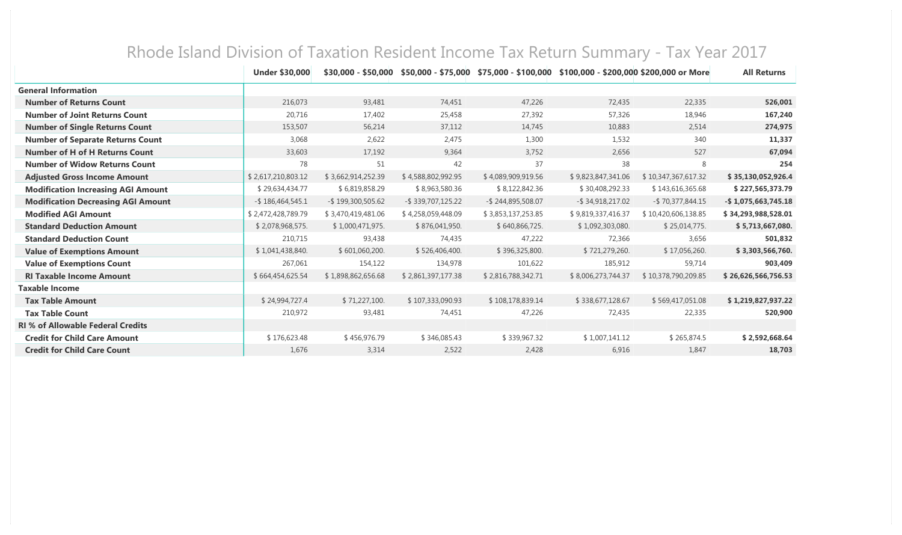# Rhode Island Division of Taxation Resident Income Tax Return Summary - Tax Year 2017

| | Under $30,000 | $30,000 - $50,000 | $50,000 - $75,000 | $75,000 - $100,000 | $100,000 - $200,000 | $200,000 or More | All Returns |
|---|---|---|---|---|---|---|---|
| **General Information** | | | | | | | |
| **Number of Returns Count** | 216,073 | 93,481 | 74,451 | 47,226 | 72,435 | 22,335 | **526,001** |
| **Number of Joint Returns Count** | 20,716 | 17,402 | 25,458 | 27,392 | 57,326 | 18,946 | **167,240** |
| **Number of Single Returns Count** | 153,507 | 56,214 | 37,112 | 14,745 | 10,883 | 2,514 | **274,975** |
| **Number of Separate Returns Count** | 3,068 | 2,622 | 2,475 | 1,300 | 1,532 | 340 | **11,337** |
| **Number of H of H Returns Count** | 33,603 | 17,192 | 9,364 | 3,752 | 2,656 | 527 | **67,094** |
| **Number of Widow Returns Count** | 78 | 51 | 42 | 37 | 38 | 8 | **254** |
| **Adjusted Gross Income Amount** | $ 2,617,210,803.12 | $ 3,662,914,252.39 | $ 4,588,802,992.95 | $ 4,089,909,919.56 | $ 9,823,847,341.06 | $ 10,347,367,617.32 | **$ 35,130,052,926.4** |
| **Modification Increasing AGI Amount** | $ 29,634,434.77 | $ 6,819,858.29 | $ 8,963,580.36 | $ 8,122,842.36 | $ 30,408,292.33 | $ 143,616,365.68 | **$ 227,565,373.79** |
| **Modification Decreasing AGI Amount** | -$ 186,464,545.1 | -$ 199,300,505.62 | -$ 339,707,125.22 | -$ 244,895,508.07 | -$ 34,918,217.02 | -$ 70,377,844.15 | **-$ 1,075,663,745.18** |
| **Modified AGI Amount** | $ 2,472,428,789.79 | $ 3,470,419,481.06 | $ 4,258,059,448.09 | $ 3,853,137,253.85 | $ 9,819,337,416.37 | $ 10,420,606,138.85 | **$ 34,293,988,528.01** |
| **Standard Deduction Amount** | $ 2,078,968,575. | $ 1,000,471,975. | $ 876,041,950. | $ 640,866,725. | $ 1,092,303,080. | $ 25,014,775. | **$ 5,713,667,080.** |
| **Standard Deduction Count** | 210,715 | 93,438 | 74,435 | 47,222 | 72,366 | 3,656 | **501,832** |
| **Value of Exemptions Amount** | $ 1,041,438,840. | $ 601,060,200. | $ 526,406,400. | $ 396,325,800. | $ 721,279,260. | $ 17,056,260. | **$ 3,303,566,760.** |
| **Value of Exemptions Count** | 267,061 | 154,122 | 134,978 | 101,622 | 185,912 | 59,714 | **903,409** |
| **RI Taxable Income Amount** | $ 664,454,625.54 | $ 1,898,862,656.68 | $ 2,861,397,177.38 | $ 2,816,788,342.71 | $ 8,006,273,744.37 | $ 10,378,790,209.85 | **$ 26,626,566,756.53** |
| **Taxable Income** | | | | | | | |
| **Tax Table Amount** | $ 24,994,727.4 | $ 71,227,100. | $ 107,333,090.93 | $ 108,178,839.14 | $ 338,677,128.67 | $ 569,417,051.08 | **$ 1,219,827,937.22** |
| **Tax Table Count** | 210,972 | 93,481 | 74,451 | 47,226 | 72,435 | 22,335 | **520,900** |
| **RI % of Allowable Federal Credits** | | | | | | | |
| **Credit for Child Care Amount** | $ 176,623.48 | $ 456,976.79 | $ 346,085.43 | $ 339,967.32 | $ 1,007,141.12 | $ 265,874.5 | **$ 2,592,668.64** |
| **Credit for Child Care Count** | 1,676 | 3,314 | 2,522 | 2,428 | 6,916 | 1,847 | **18,703** |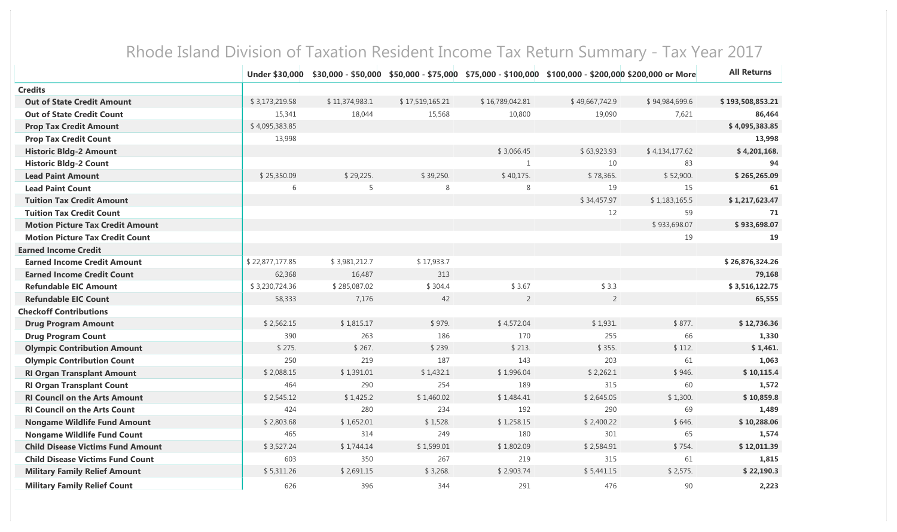# Rhode Island Division of Taxation Resident Income Tax Return Summary - Tax Year 2017

| | Under $30,000 | $30,000 - $50,000 | $50,000 - $75,000 | $75,000 - $100,000 | $100,000 - $200,000 | $200,000 or More | All Returns |
|---|---|---|---|---|---|---|---|
| **Credits** | | | | | | | |
| **Out of State Credit Amount** | $ 3,173,219.58 | $ 11,374,983.1 | $ 17,519,165.21 | $ 16,789,042.81 | $ 49,667,742.9 | $ 94,984,699.6 | **$ 193,508,853.21** |
| **Out of State Credit Count** | 15,341 | 18,044 | 15,568 | 10,800 | 19,090 | 7,621 | **86,464** |
| **Prop Tax Credit Amount** | $ 4,095,383.85 | | | | | | **$ 4,095,383.85** |
| **Prop Tax Credit Count** | 13,998 | | | | | | **13,998** |
| **Historic Bldg-2 Amount** | | | | $ 3,066.45 | $ 63,923.93 | $ 4,134,177.62 | **$ 4,201,168.** |
| **Historic Bldg-2 Count** | | | | 1 | 10 | 83 | **94** |
| **Lead Paint Amount** | $ 25,350.09 | $ 29,225. | $ 39,250. | $ 40,175. | $ 78,365. | $ 52,900. | **$ 265,265.09** |
| **Lead Paint Count** | 6 | 5 | 8 | 8 | 19 | 15 | **61** |
| **Tuition Tax Credit Amount** | | | | | $ 34,457.97 | $ 1,183,165.5 | **$ 1,217,623.47** |
| **Tuition Tax Credit Count** | | | | | 12 | 59 | **71** |
| **Motion Picture Tax Credit Amount** | | | | | | $ 933,698.07 | **$ 933,698.07** |
| **Motion Picture Tax Credit Count** | | | | | | 19 | **19** |
| **Earned Income Credit** | | | | | | | |
| **Earned Income Credit Amount** | $ 22,877,177.85 | $ 3,981,212.7 | $ 17,933.7 | | | | **$ 26,876,324.26** |
| **Earned Income Credit Count** | 62,368 | 16,487 | 313 | | | | **79,168** |
| **Refundable EIC Amount** | $ 3,230,724.36 | $ 285,087.02 | $ 304.4 | $ 3.67 | $ 3.3 | | **$ 3,516,122.75** |
| **Refundable EIC Count** | 58,333 | 7,176 | 42 | 2 | 2 | | **65,555** |
| **Checkoff Contributions** | | | | | | | |
| **Drug Program Amount** | $ 2,562.15 | $ 1,815.17 | $ 979. | $ 4,572.04 | $ 1,931. | $ 877. | **$ 12,736.36** |
| **Drug Program Count** | 390 | 263 | 186 | 170 | 255 | 66 | **1,330** |
| **Olympic Contribution Amount** | $ 275. | $ 267. | $ 239. | $ 213. | $ 355. | $ 112. | **$ 1,461.** |
| **Olympic Contribution Count** | 250 | 219 | 187 | 143 | 203 | 61 | **1,063** |
| **RI Organ Transplant Amount** | $ 2,088.15 | $ 1,391.01 | $ 1,432.1 | $ 1,996.04 | $ 2,262.1 | $ 946. | **$ 10,115.4** |
| **RI Organ Transplant Count** | 464 | 290 | 254 | 189 | 315 | 60 | **1,572** |
| **RI Council on the Arts Amount** | $ 2,545.12 | $ 1,425.2 | $ 1,460.02 | $ 1,484.41 | $ 2,645.05 | $ 1,300. | **$ 10,859.8** |
| **RI Council on the Arts Count** | 424 | 280 | 234 | 192 | 290 | 69 | **1,489** |
| **Nongame Wildlife Fund Amount** | $ 2,803.68 | $ 1,652.01 | $ 1,528. | $ 1,258.15 | $ 2,400.22 | $ 646. | **$ 10,288.06** |
| **Nongame Wildlife Fund Count** | 465 | 314 | 249 | 180 | 301 | 65 | **1,574** |
| **Child Disease Victims Fund Amount** | $ 3,527.24 | $ 1,744.14 | $ 1,599.01 | $ 1,802.09 | $ 2,584.91 | $ 754. | **$ 12,011.39** |
| **Child Disease Victims Fund Count** | 603 | 350 | 267 | 219 | 315 | 61 | **1,815** |
| **Military Family Relief Amount** | $ 5,311.26 | $ 2,691.15 | $ 3,268. | $ 2,903.74 | $ 5,441.15 | $ 2,575. | **$ 22,190.3** |
| **Military Family Relief Count** | 626 | 396 | 344 | 291 | 476 | 90 | **2,223** |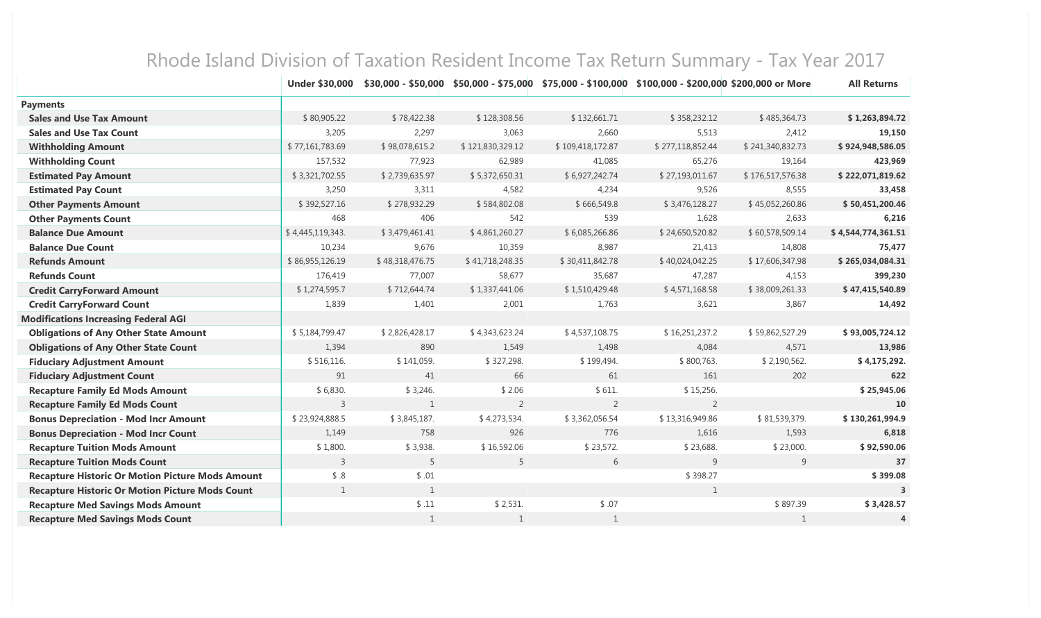# Rhode Island Division of Taxation Resident Income Tax Return Summary - Tax Year 2017

| | Under $30,000 | $30,000 - $50,000 | $50,000 - $75,000 | $75,000 - $100,000 | $100,000 - $200,000 | $200,000 or More | All Returns |
|---|---|---|---|---|---|---|---|
| **Payments** | | | | | | | |
| **Sales and Use Tax Amount** | $ 80,905.22 | $ 78,422.38 | $ 128,308.56 | $ 132,661.71 | $ 358,232.12 | $ 485,364.73 | **$ 1,263,894.72** |
| **Sales and Use Tax Count** | 3,205 | 2,297 | 3,063 | 2,660 | 5,513 | 2,412 | **19,150** |
| **Withholding Amount** | $ 77,161,783.69 | $ 98,078,615.2 | $ 121,830,329.12 | $ 109,418,172.87 | $ 277,118,852.44 | $ 241,340,832.73 | **$ 924,948,586.05** |
| **Withholding Count** | 157,532 | 77,923 | 62,989 | 41,085 | 65,276 | 19,164 | **423,969** |
| **Estimated Pay Amount** | $ 3,321,702.55 | $ 2,739,635.97 | $ 5,372,650.31 | $ 6,927,242.74 | $ 27,193,011.67 | $ 176,517,576.38 | **$ 222,071,819.62** |
| **Estimated Pay Count** | 3,250 | 3,311 | 4,582 | 4,234 | 9,526 | 8,555 | **33,458** |
| **Other Payments Amount** | $ 392,527.16 | $ 278,932.29 | $ 584,802.08 | $ 666,549.8 | $ 3,476,128.27 | $ 45,052,260.86 | **$ 50,451,200.46** |
| **Other Payments Count** | 468 | 406 | 542 | 539 | 1,628 | 2,633 | **6,216** |
| **Balance Due Amount** | $ 4,445,119,343. | $ 3,479,461.41 | $ 4,861,260.27 | $ 6,085,266.86 | $ 24,650,520.82 | $ 60,578,509.14 | **$ 4,544,774,361.51** |
| **Balance Due Count** | 10,234 | 9,676 | 10,359 | 8,987 | 21,413 | 14,808 | **75,477** |
| **Refunds Amount** | $ 86,955,126.19 | $ 48,318,476.75 | $ 41,718,248.35 | $ 30,411,842.78 | $ 40,024,042.25 | $ 17,606,347.98 | **$ 265,034,084.31** |
| **Refunds Count** | 176,419 | 77,007 | 58,677 | 35,687 | 47,287 | 4,153 | **399,230** |
| **Credit CarryForward Amount** | $ 1,274,595.7 | $ 712,644.74 | $ 1,337,441.06 | $ 1,510,429.48 | $ 4,571,168.58 | $ 38,009,261.33 | **$ 47,415,540.89** |
| **Credit CarryForward Count** | 1,839 | 1,401 | 2,001 | 1,763 | 3,621 | 3,867 | **14,492** |
| **Modifications Increasing Federal AGI** | | | | | | | |
| **Obligations of Any Other State Amount** | $ 5,184,799.47 | $ 2,826,428.17 | $ 4,343,623.24 | $ 4,537,108.75 | $ 16,251,237.2 | $ 59,862,527.29 | **$ 93,005,724.12** |
| **Obligations of Any Other State Count** | 1,394 | 890 | 1,549 | 1,498 | 4,084 | 4,571 | **13,986** |
| **Fiduciary Adjustment Amount** | $ 516,116. | $ 141,059. | $ 327,298. | $ 199,494. | $ 800,763. | $ 2,190,562. | **$ 4,175,292.** |
| **Fiduciary Adjustment Count** | 91 | 41 | 66 | 61 | 161 | 202 | **622** |
| **Recapture Family Ed Mods Amount** | $ 6,830. | $ 3,246. | $ 2.06 | $ 611. | $ 15,256. | | **$ 25,945.06** |
| **Recapture Family Ed Mods Count** | 3 | 1 | 2 | 2 | 2 | | **10** |
| **Bonus Depreciation - Mod Incr Amount** | $ 23,924,888.5 | $ 3,845,187. | $ 4,273,534. | $ 3,362,056.54 | $ 13,316,949.86 | $ 81,539,379. | **$ 130,261,994.9** |
| **Bonus Depreciation - Mod Incr Count** | 1,149 | 758 | 926 | 776 | 1,616 | 1,593 | **6,818** |
| **Recapture Tuition Mods Amount** | $ 1,800. | $ 3,938. | $ 16,592.06 | $ 23,572. | $ 23,688. | $ 23,000. | **$ 92,590.06** |
| **Recapture Tuition Mods Count** | 3 | 5 | 5 | 6 | 9 | 9 | **37** |
| **Recapture Historic Or Motion Picture Mods Amount** | $ .8 | $ .01 | | | $ 398.27 | | **$ 399.08** |
| **Recapture Historic Or Motion Picture Mods Count** | 1 | 1 | | | 1 | | **3** |
| **Recapture Med Savings Mods Amount** | | $ .11 | $ 2,531. | $ .07 | | $ 897.39 | **$ 3,428.57** |
| **Recapture Med Savings Mods Count** | | 1 | 1 | 1 | | 1 | **4** |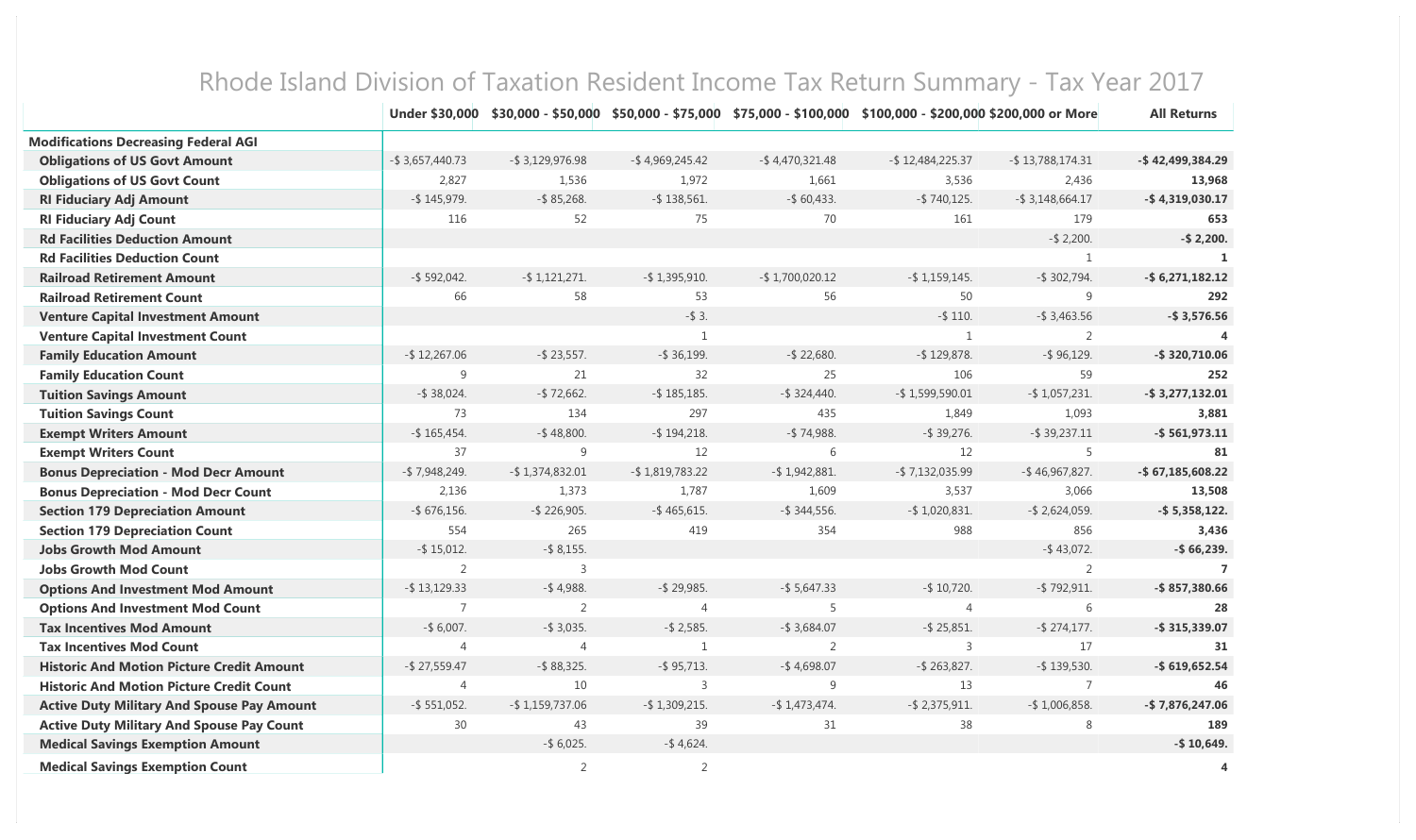# Rhode Island Division of Taxation Resident Income Tax Return Summary - Tax Year 2017

| | Under $30,000 | $30,000 - $50,000 | $50,000 - $75,000 | $75,000 - $100,000 | $100,000 - $200,000 | $200,000 or More | All Returns |
|---|---|---|---|---|---|---|---|
| **Modifications Decreasing Federal AGI** | | | | | | | |
| **Obligations of US Govt Amount** | -$ 3,657,440.73 | -$ 3,129,976.98 | -$ 4,969,245.42 | -$ 4,470,321.48 | -$ 12,484,225.37 | -$ 13,788,174.31 | **-$ 42,499,384.29** |
| **Obligations of US Govt Count** | 2,827 | 1,536 | 1,972 | 1,661 | 3,536 | 2,436 | **13,968** |
| **RI Fiduciary Adj Amount** | -$ 145,979. | -$ 85,268. | -$ 138,561. | -$ 60,433. | -$ 740,125. | -$ 3,148,664.17 | **-$ 4,319,030.17** |
| **RI Fiduciary Adj Count** | 116 | 52 | 75 | 70 | 161 | 179 | **653** |
| **Rd Facilities Deduction Amount** | | | | | | -$ 2,200. | **-$ 2,200.** |
| **Rd Facilities Deduction Count** | | | | | | 1 | **1** |
| **Railroad Retirement Amount** | -$ 592,042. | -$ 1,121,271. | -$ 1,395,910. | -$ 1,700,020.12 | -$ 1,159,145. | -$ 302,794. | **-$ 6,271,182.12** |
| **Railroad Retirement Count** | 66 | 58 | 53 | 56 | 50 | 9 | **292** |
| **Venture Capital Investment Amount** | | | -$ 3. | | -$ 110. | -$ 3,463.56 | **-$ 3,576.56** |
| **Venture Capital Investment Count** | | | 1 | | 1 | 2 | **4** |
| **Family Education Amount** | -$ 12,267.06 | -$ 23,557. | -$ 36,199. | -$ 22,680. | -$ 129,878. | -$ 96,129. | **-$ 320,710.06** |
| **Family Education Count** | 9 | 21 | 32 | 25 | 106 | 59 | **252** |
| **Tuition Savings Amount** | -$ 38,024. | -$ 72,662. | -$ 185,185. | -$ 324,440. | -$ 1,599,590.01 | -$ 1,057,231. | **-$ 3,277,132.01** |
| **Tuition Savings Count** | 73 | 134 | 297 | 435 | 1,849 | 1,093 | **3,881** |
| **Exempt Writers Amount** | -$ 165,454. | -$ 48,800. | -$ 194,218. | -$ 74,988. | -$ 39,276. | -$ 39,237.11 | **-$ 561,973.11** |
| **Exempt Writers Count** | 37 | 9 | 12 | 6 | 12 | 5 | **81** |
| **Bonus Depreciation - Mod Decr Amount** | -$ 7,948,249. | -$ 1,374,832.01 | -$ 1,819,783.22 | -$ 1,942,881. | -$ 7,132,035.99 | -$ 46,967,827. | **-$ 67,185,608.22** |
| **Bonus Depreciation - Mod Decr Count** | 2,136 | 1,373 | 1,787 | 1,609 | 3,537 | 3,066 | **13,508** |
| **Section 179 Depreciation Amount** | -$ 676,156. | -$ 226,905. | -$ 465,615. | -$ 344,556. | -$ 1,020,831. | -$ 2,624,059. | **-$ 5,358,122.** |
| **Section 179 Depreciation Count** | 554 | 265 | 419 | 354 | 988 | 856 | **3,436** |
| **Jobs Growth Mod Amount** | -$ 15,012. | -$ 8,155. | | | | -$ 43,072. | **-$ 66,239.** |
| **Jobs Growth Mod Count** | 2 | 3 | | | | 2 | **7** |
| **Options And Investment Mod Amount** | -$ 13,129.33 | -$ 4,988. | -$ 29,985. | -$ 5,647.33 | -$ 10,720. | -$ 792,911. | **-$ 857,380.66** |
| **Options And Investment Mod Count** | 7 | 2 | 4 | 5 | 4 | 6 | **28** |
| **Tax Incentives Mod Amount** | -$ 6,007. | -$ 3,035. | -$ 2,585. | -$ 3,684.07 | -$ 25,851. | -$ 274,177. | **-$ 315,339.07** |
| **Tax Incentives Mod Count** | 4 | 4 | 1 | 2 | 3 | 17 | **31** |
| **Historic And Motion Picture Credit Amount** | -$ 27,559.47 | -$ 88,325. | -$ 95,713. | -$ 4,698.07 | -$ 263,827. | -$ 139,530. | **-$ 619,652.54** |
| **Historic And Motion Picture Credit Count** | 4 | 10 | 3 | 9 | 13 | 7 | **46** |
| **Active Duty Military And Spouse Pay Amount** | -$ 551,052. | -$ 1,159,737.06 | -$ 1,309,215. | -$ 1,473,474. | -$ 2,375,911. | -$ 1,006,858. | **-$ 7,876,247.06** |
| **Active Duty Military And Spouse Pay Count** | 30 | 43 | 39 | 31 | 38 | 8 | **189** |
| **Medical Savings Exemption Amount** | | -$ 6,025. | -$ 4,624. | | | | **-$ 10,649.** |
| **Medical Savings Exemption Count** | | 2 | 2 | | | | **4** |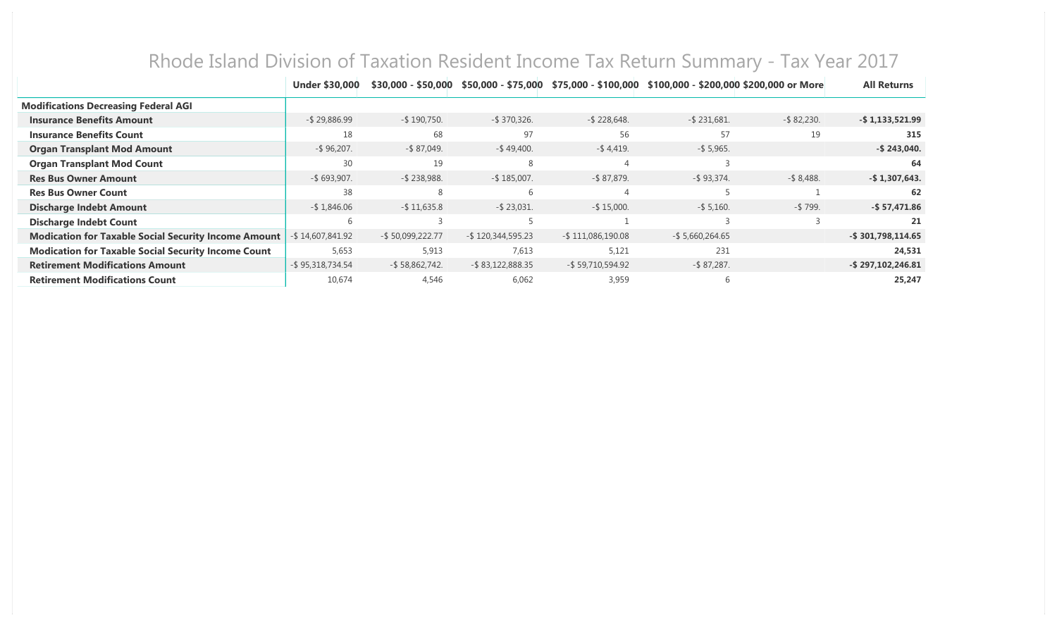# Rhode Island Division of Taxation Resident Income Tax Return Summary - Tax Year 2017

| | Under $30,000 | $30,000 - $50,000 | $50,000 - $75,000 | $75,000 - $100,000 | $100,000 - $200,000 | $200,000 or More | All Returns |
|---|---|---|---|---|---|---|---|
| **Modifications Decreasing Federal AGI** | | | | | | | |
| **Insurance Benefits Amount** | -$ 29,886.99 | -$ 190,750. | -$ 370,326. | -$ 228,648. | -$ 231,681. | -$ 82,230. | **-$ 1,133,521.99** |
| **Insurance Benefits Count** | 18 | 68 | 97 | 56 | 57 | 19 | **315** |
| **Organ Transplant Mod Amount** | -$ 96,207. | -$ 87,049. | -$ 49,400. | -$ 4,419. | -$ 5,965. | | **-$ 243,040.** |
| **Organ Transplant Mod Count** | 30 | 19 | 8 | 4 | 3 | | **64** |
| **Res Bus Owner Amount** | -$ 693,907. | -$ 238,988. | -$ 185,007. | -$ 87,879. | -$ 93,374. | -$ 8,488. | **-$ 1,307,643.** |
| **Res Bus Owner Count** | 38 | 8 | 6 | 4 | 5 | 1 | **62** |
| **Discharge Indebt Amount** | -$ 1,846.06 | -$ 11,635.8 | -$ 23,031. | -$ 15,000. | -$ 5,160. | -$ 799. | **-$ 57,471.86** |
| **Discharge Indebt Count** | 6 | 3 | 5 | 1 | 3 | 3 | **21** |
| **Modication for Taxable Social Security Income Amount** | -$ 14,607,841.92 | -$ 50,099,222.77 | -$ 120,344,595.23 | -$ 111,086,190.08 | -$ 5,660,264.65 | | **-$ 301,798,114.65** |
| **Modication for Taxable Social Security Income Count** | 5,653 | 5,913 | 7,613 | 5,121 | 231 | | **24,531** |
| **Retirement Modifications Amount** | -$ 95,318,734.54 | -$ 58,862,742. | -$ 83,122,888.35 | -$ 59,710,594.92 | -$ 87,287. | | **-$ 297,102,246.81** |
| **Retirement Modifications Count** | 10,674 | 4,546 | 6,062 | 3,959 | 6 | | **25,247** |